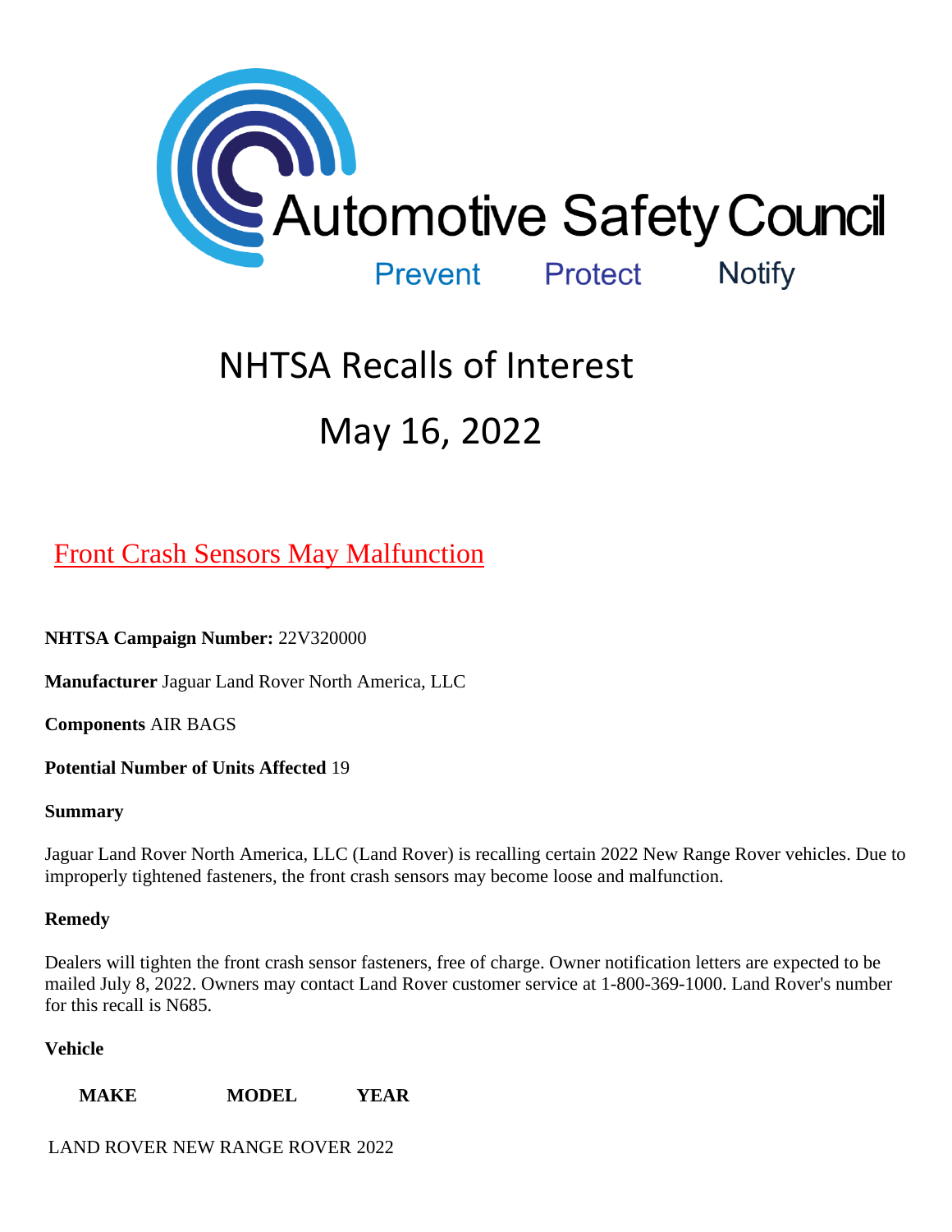Automotive Safety Council

Prevent Protect Notify

# NHTSA Recalls of Interest

# May 16, 2022

## Front Crash Sensors May Malfunction

**NHTSA Campaign Number:** 22V320000

**Manufacturer** Jaguar Land Rover North America, LLC

**Components** AIR BAGS

**Potential Number of Units Affected** 19

**Summary**

Jaguar Land Rover North America, LLC (Land Rover) is recalling certain 2022 New Range Rover vehicles. Due to improperly tightened fasteners, the front crash sensors may become loose and malfunction.

**Remedy**

Dealers will tighten the front crash sensor fasteners, free of charge. Owner notification letters are expected to be mailed July 8, 2022. Owners may contact Land Rover customer service at 1-800-369-1000. Land Rover's number for this recall is N685.

**Vehicle**

| MAKE | MODEL | YEAR |
|---|---|---|
| LAND ROVER | NEW RANGE ROVER | 2022 |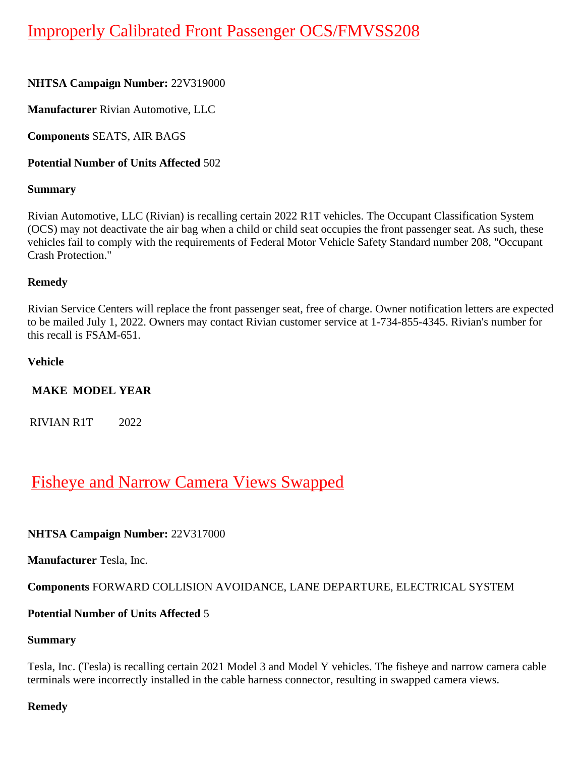## Improperly Calibrated Front Passenger OCS/FMVSS208

**NHTSA Campaign Number:** 22V319000

**Manufacturer** Rivian Automotive, LLC

**Components** SEATS, AIR BAGS

**Potential Number of Units Affected** 502

**Summary**

Rivian Automotive, LLC (Rivian) is recalling certain 2022 R1T vehicles. The Occupant Classification System (OCS) may not deactivate the air bag when a child or child seat occupies the front passenger seat. As such, these vehicles fail to comply with the requirements of Federal Motor Vehicle Safety Standard number 208, "Occupant Crash Protection."

**Remedy**

Rivian Service Centers will replace the front passenger seat, free of charge. Owner notification letters are expected to be mailed July 1, 2022. Owners may contact Rivian customer service at 1-734-855-4345. Rivian's number for this recall is FSAM-651.

**Vehicle**

| MAKE | MODEL | YEAR |
|---|---|---|
| RIVIAN | R1T | 2022 |

## Fisheye and Narrow Camera Views Swapped

**NHTSA Campaign Number:** 22V317000

**Manufacturer** Tesla, Inc.

**Components** FORWARD COLLISION AVOIDANCE, LANE DEPARTURE, ELECTRICAL SYSTEM

**Potential Number of Units Affected** 5

**Summary**

Tesla, Inc. (Tesla) is recalling certain 2021 Model 3 and Model Y vehicles. The fisheye and narrow camera cable terminals were incorrectly installed in the cable harness connector, resulting in swapped camera views.

**Remedy**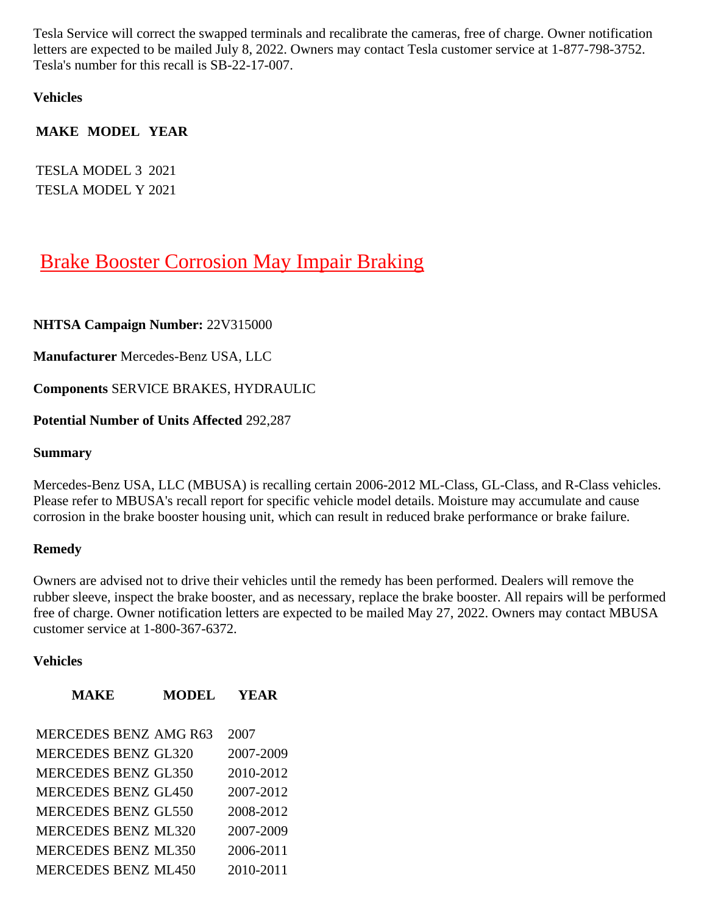Tesla Service will correct the swapped terminals and recalibrate the cameras, free of charge. Owner notification letters are expected to be mailed July 8, 2022. Owners may contact Tesla customer service at 1-877-798-3752. Tesla's number for this recall is SB-22-17-007.

**Vehicles**

| MAKE | MODEL | YEAR |
|---|---|---|
| TESLA | MODEL 3 | 2021 |
| TESLA | MODEL Y | 2021 |

## Brake Booster Corrosion May Impair Braking

**NHTSA Campaign Number:** 22V315000

**Manufacturer** Mercedes-Benz USA, LLC

**Components** SERVICE BRAKES, HYDRAULIC

**Potential Number of Units Affected** 292,287

**Summary**

Mercedes-Benz USA, LLC (MBUSA) is recalling certain 2006-2012 ML-Class, GL-Class, and R-Class vehicles. Please refer to MBUSA's recall report for specific vehicle model details. Moisture may accumulate and cause corrosion in the brake booster housing unit, which can result in reduced brake performance or brake failure.

**Remedy**

Owners are advised not to drive their vehicles until the remedy has been performed. Dealers will remove the rubber sleeve, inspect the brake booster, and as necessary, replace the brake booster. All repairs will be performed free of charge. Owner notification letters are expected to be mailed May 27, 2022. Owners may contact MBUSA customer service at 1-800-367-6372.

**Vehicles**

| MAKE | MODEL | YEAR |
|---|---|---|
| MERCEDES BENZ | AMG R63 | 2007 |
| MERCEDES BENZ | GL320 | 2007-2009 |
| MERCEDES BENZ | GL350 | 2010-2012 |
| MERCEDES BENZ | GL450 | 2007-2012 |
| MERCEDES BENZ | GL550 | 2008-2012 |
| MERCEDES BENZ | ML320 | 2007-2009 |
| MERCEDES BENZ | ML350 | 2006-2011 |
| MERCEDES BENZ | ML450 | 2010-2011 |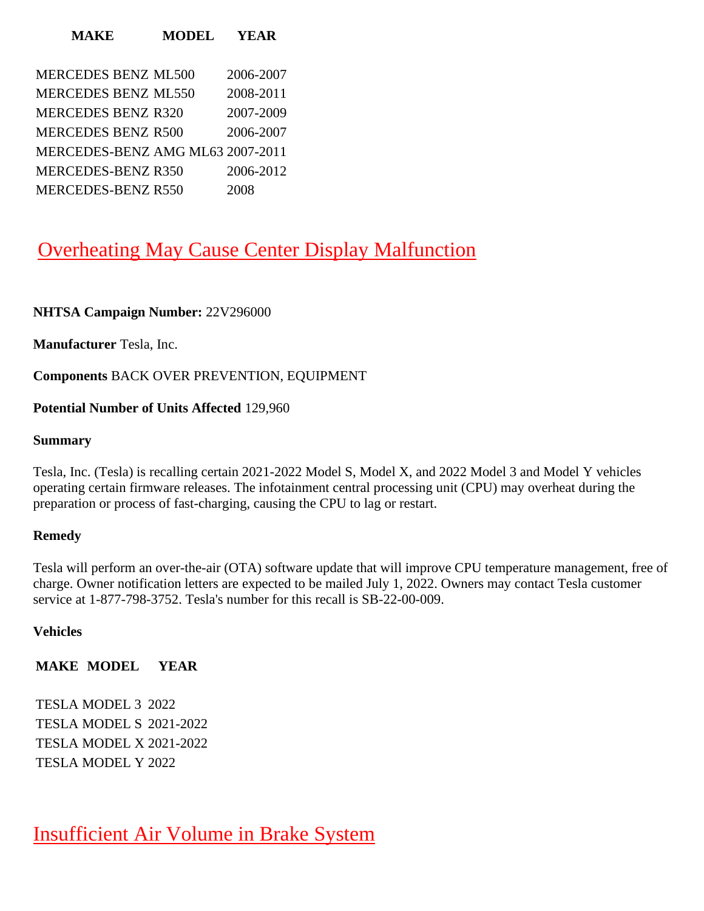| MAKE | MODEL | YEAR |
|---|---|---|
| MERCEDES BENZ | ML500 | 2006-2007 |
| MERCEDES BENZ | ML550 | 2008-2011 |
| MERCEDES BENZ | R320 | 2007-2009 |
| MERCEDES BENZ | R500 | 2006-2007 |
| MERCEDES-BENZ | AMG ML63 | 2007-2011 |
| MERCEDES-BENZ | R350 | 2006-2012 |
| MERCEDES-BENZ | R550 | 2008 |

## Overheating May Cause Center Display Malfunction

**NHTSA Campaign Number:** 22V296000

**Manufacturer** Tesla, Inc.

**Components** BACK OVER PREVENTION, EQUIPMENT

**Potential Number of Units Affected** 129,960

**Summary**

Tesla, Inc. (Tesla) is recalling certain 2021-2022 Model S, Model X, and 2022 Model 3 and Model Y vehicles operating certain firmware releases. The infotainment central processing unit (CPU) may overheat during the preparation or process of fast-charging, causing the CPU to lag or restart.

**Remedy**

Tesla will perform an over-the-air (OTA) software update that will improve CPU temperature management, free of charge. Owner notification letters are expected to be mailed July 1, 2022. Owners may contact Tesla customer service at 1-877-798-3752. Tesla's number for this recall is SB-22-00-009.

**Vehicles**

| MAKE | MODEL | YEAR |
|---|---|---|
| TESLA | MODEL 3 | 2022 |
| TESLA | MODEL S | 2021-2022 |
| TESLA | MODEL X | 2021-2022 |
| TESLA | MODEL Y | 2022 |

## Insufficient Air Volume in Brake System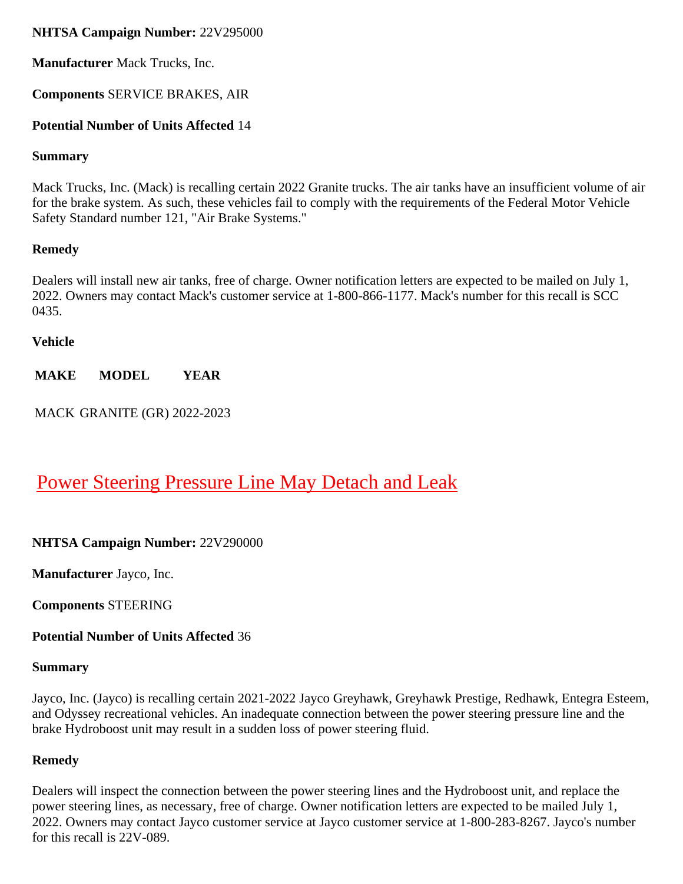**NHTSA Campaign Number:** 22V295000

**Manufacturer** Mack Trucks, Inc.

**Components** SERVICE BRAKES, AIR

**Potential Number of Units Affected** 14

**Summary**

Mack Trucks, Inc. (Mack) is recalling certain 2022 Granite trucks. The air tanks have an insufficient volume of air for the brake system. As such, these vehicles fail to comply with the requirements of the Federal Motor Vehicle Safety Standard number 121, "Air Brake Systems."

**Remedy**

Dealers will install new air tanks, free of charge. Owner notification letters are expected to be mailed on July 1, 2022. Owners may contact Mack's customer service at 1-800-866-1177. Mack's number for this recall is SCC 0435.

**Vehicle**

| MAKE | MODEL | YEAR |
|---|---|---|
| MACK | GRANITE (GR) | 2022-2023 |

## Power Steering Pressure Line May Detach and Leak

**NHTSA Campaign Number:** 22V290000

**Manufacturer** Jayco, Inc.

**Components** STEERING

**Potential Number of Units Affected** 36

**Summary**

Jayco, Inc. (Jayco) is recalling certain 2021-2022 Jayco Greyhawk, Greyhawk Prestige, Redhawk, Entegra Esteem, and Odyssey recreational vehicles. An inadequate connection between the power steering pressure line and the brake Hydroboost unit may result in a sudden loss of power steering fluid.

**Remedy**

Dealers will inspect the connection between the power steering lines and the Hydroboost unit, and replace the power steering lines, as necessary, free of charge. Owner notification letters are expected to be mailed July 1, 2022. Owners may contact Jayco customer service at Jayco customer service at 1-800-283-8267. Jayco's number for this recall is 22V-089.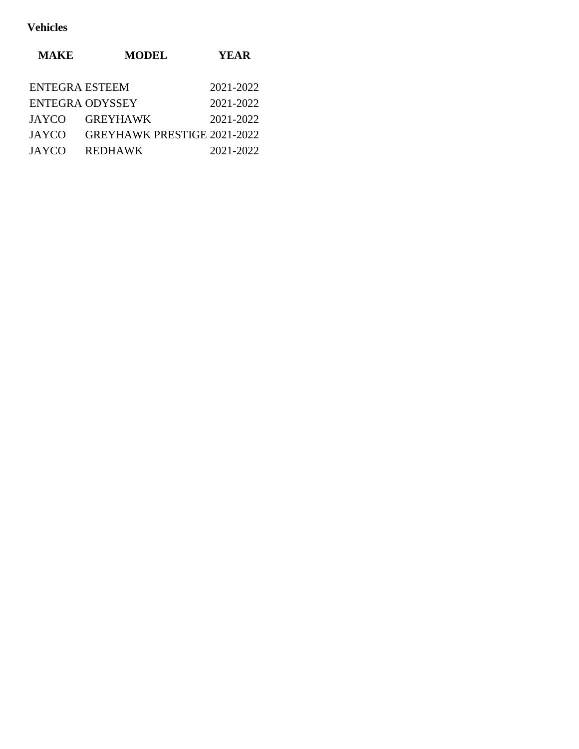**Vehicles**

| MAKE | MODEL | YEAR |
|---|---|---|
| ENTEGRA | ESTEEM | 2021-2022 |
| ENTEGRA | ODYSSEY | 2021-2022 |
| JAYCO | GREYHAWK | 2021-2022 |
| JAYCO | GREYHAWK PRESTIGE | 2021-2022 |
| JAYCO | REDHAWK | 2021-2022 |